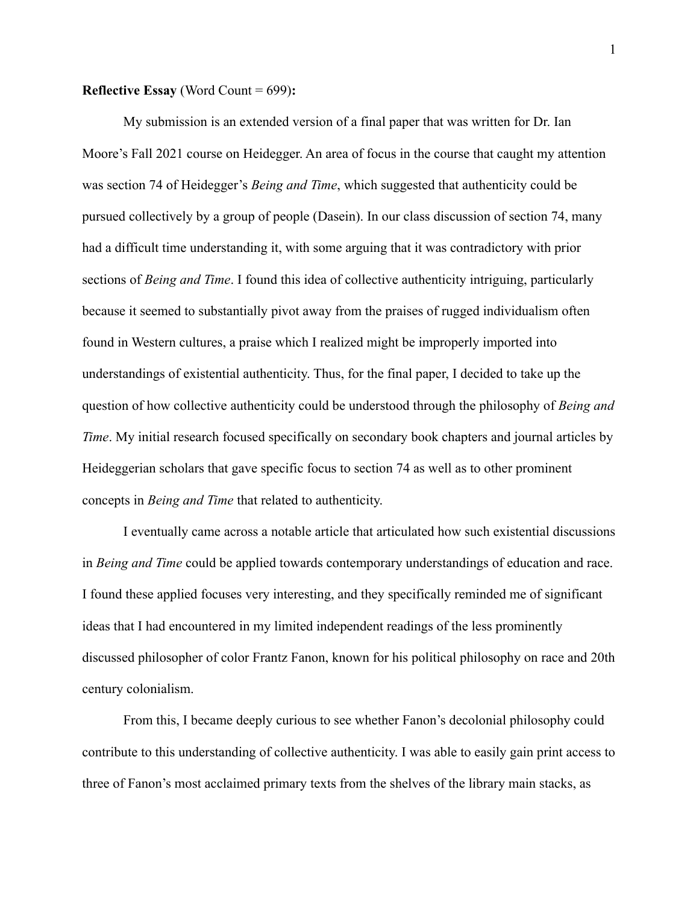**Reflective Essay** (Word Count = 699)**:**

My submission is an extended version of a final paper that was written for Dr. Ian Moore's Fall 2021 course on Heidegger. An area of focus in the course that caught my attention was section 74 of Heidegger's *Being and Time*, which suggested that authenticity could be pursued collectively by a group of people (Dasein). In our class discussion of section 74, many had a difficult time understanding it, with some arguing that it was contradictory with prior sections of *Being and Time*. I found this idea of collective authenticity intriguing, particularly because it seemed to substantially pivot away from the praises of rugged individualism often found in Western cultures, a praise which I realized might be improperly imported into understandings of existential authenticity. Thus, for the final paper, I decided to take up the question of how collective authenticity could be understood through the philosophy of *Being and Time*. My initial research focused specifically on secondary book chapters and journal articles by Heideggerian scholars that gave specific focus to section 74 as well as to other prominent concepts in *Being and Time* that related to authenticity.

I eventually came across a notable article that articulated how such existential discussions in *Being and Time* could be applied towards contemporary understandings of education and race. I found these applied focuses very interesting, and they specifically reminded me of significant ideas that I had encountered in my limited independent readings of the less prominently discussed philosopher of color Frantz Fanon, known for his political philosophy on race and 20th century colonialism.

From this, I became deeply curious to see whether Fanon's decolonial philosophy could contribute to this understanding of collective authenticity. I was able to easily gain print access to three of Fanon's most acclaimed primary texts from the shelves of the library main stacks, as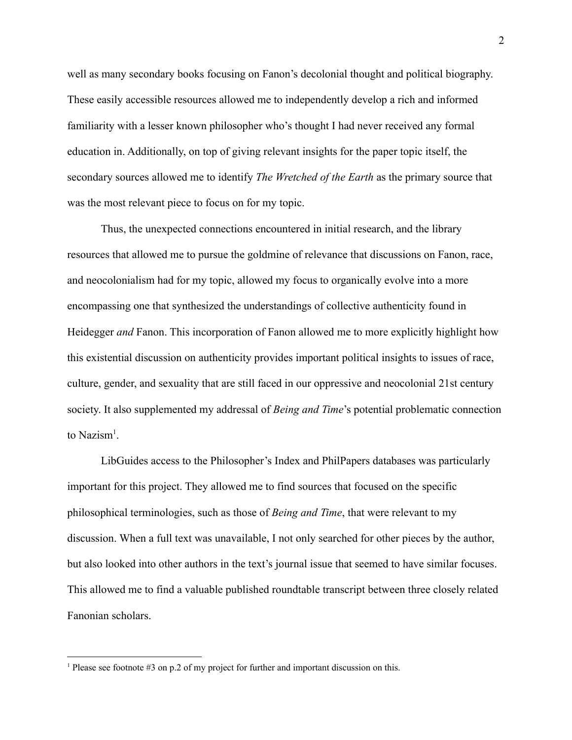well as many secondary books focusing on Fanon's decolonial thought and political biography. These easily accessible resources allowed me to independently develop a rich and informed familiarity with a lesser known philosopher who's thought I had never received any formal education in. Additionally, on top of giving relevant insights for the paper topic itself, the secondary sources allowed me to identify *The Wretched of the Earth* as the primary source that was the most relevant piece to focus on for my topic.

Thus, the unexpected connections encountered in initial research, and the library resources that allowed me to pursue the goldmine of relevance that discussions on Fanon, race, and neocolonialism had for my topic, allowed my focus to organically evolve into a more encompassing one that synthesized the understandings of collective authenticity found in Heidegger *and* Fanon. This incorporation of Fanon allowed me to more explicitly highlight how this existential discussion on authenticity provides important political insights to issues of race, culture, gender, and sexuality that are still faced in our oppressive and neocolonial 21st century society. It also supplemented my addressal of *Being and Time*'s potential problematic connection to Nazism[1].

LibGuides access to the Philosopher's Index and PhilPapers databases was particularly important for this project. They allowed me to find sources that focused on the specific philosophical terminologies, such as those of *Being and Time*, that were relevant to my discussion. When a full text was unavailable, I not only searched for other pieces by the author, but also looked into other authors in the text's journal issue that seemed to have similar focuses. This allowed me to find a valuable published roundtable transcript between three closely related Fanonian scholars.

---

[1] Please see footnote #3 on p.2 of my project for further and important discussion on this.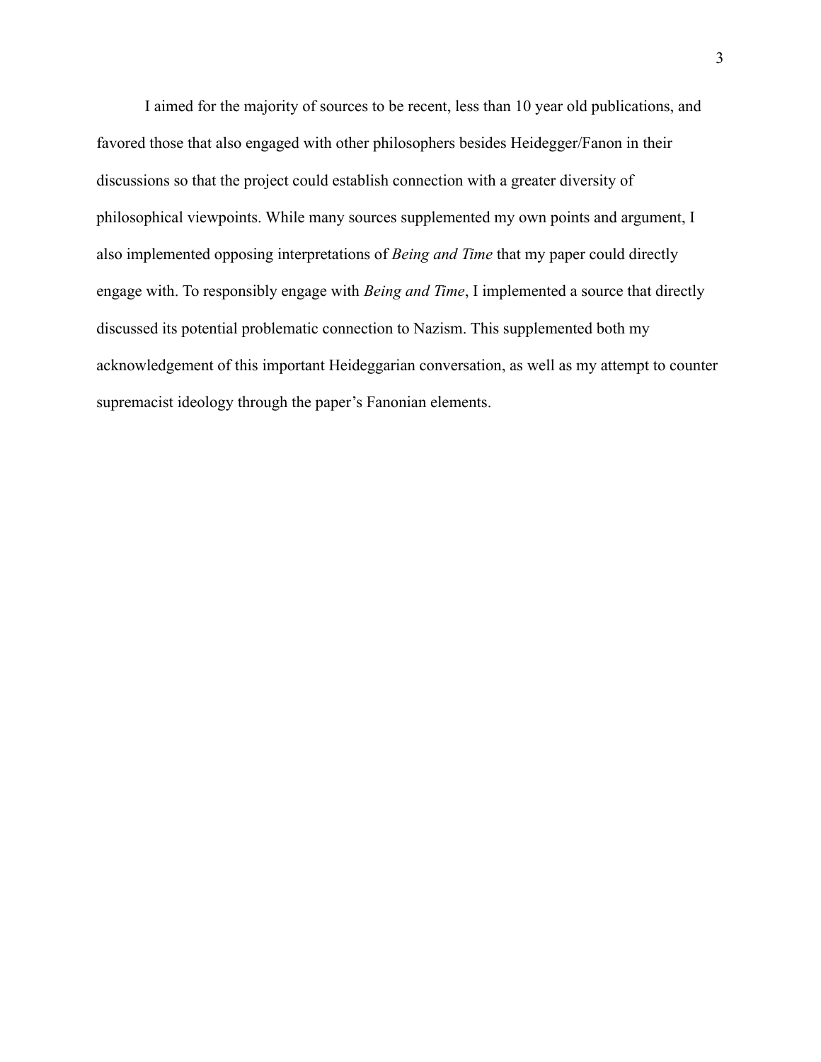I aimed for the majority of sources to be recent, less than 10 year old publications, and favored those that also engaged with other philosophers besides Heidegger/Fanon in their discussions so that the project could establish connection with a greater diversity of philosophical viewpoints. While many sources supplemented my own points and argument, I also implemented opposing interpretations of *Being and Time* that my paper could directly engage with. To responsibly engage with *Being and Time*, I implemented a source that directly discussed its potential problematic connection to Nazism. This supplemented both my acknowledgement of this important Heideggarian conversation, as well as my attempt to counter supremacist ideology through the paper's Fanonian elements.